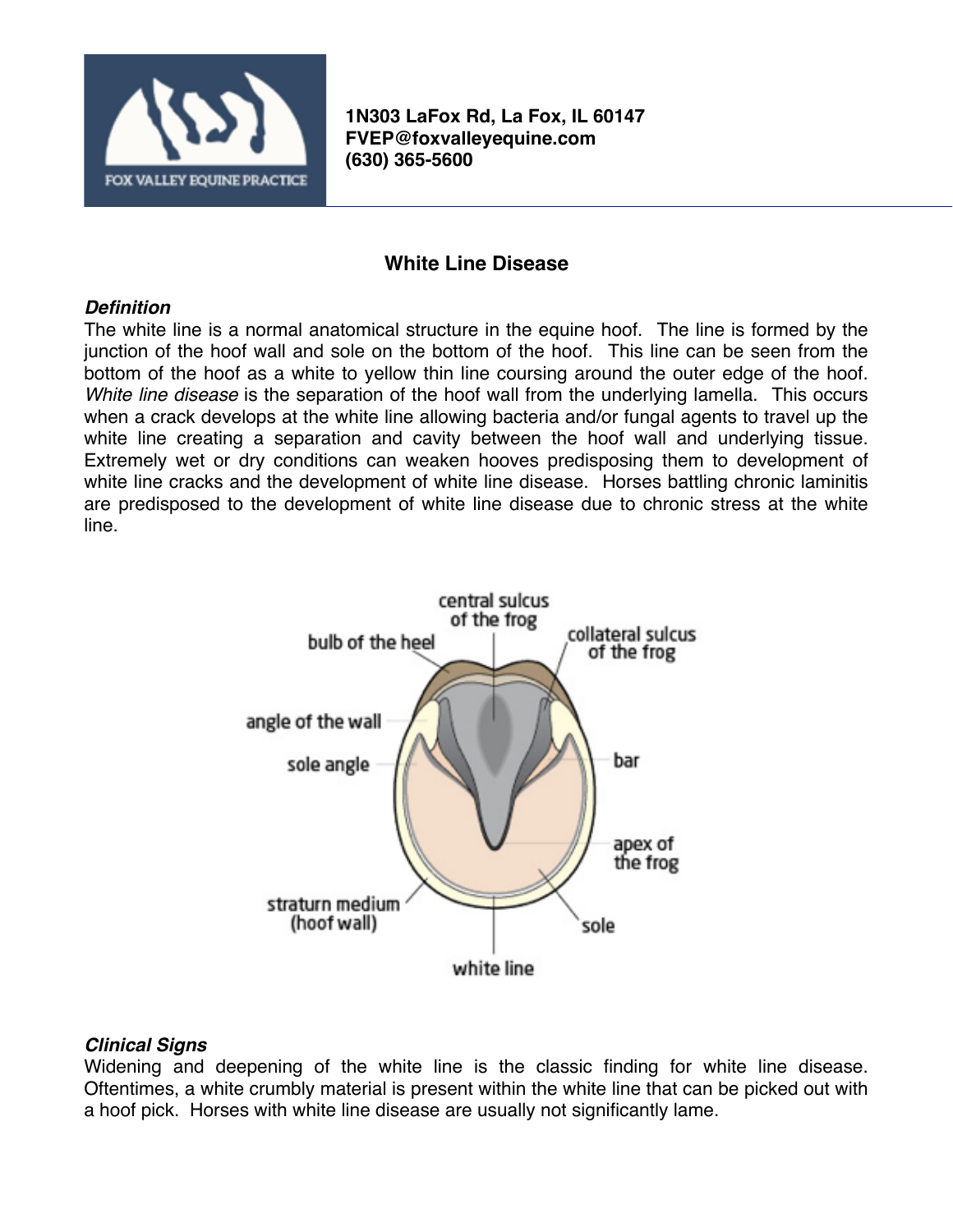1N303 LaFox Rd, La Fox, IL 60147
FVEP@foxvalleyequine.com
(630) 365-5600

# White Line Disease

***Definition***

The white line is a normal anatomical structure in the equine hoof. The line is formed by the junction of the hoof wall and sole on the bottom of the hoof. This line can be seen from the bottom of the hoof as a white to yellow thin line coursing around the outer edge of the hoof. *White line disease* is the separation of the hoof wall from the underlying lamella. This occurs when a crack develops at the white line allowing bacteria and/or fungal agents to travel up the white line creating a separation and cavity between the hoof wall and underlying tissue. Extremely wet or dry conditions can weaken hooves predisposing them to development of white line cracks and the development of white line disease. Horses battling chronic laminitis are predisposed to the development of white line disease due to chronic stress at the white line.

***Clinical Signs***

Widening and deepening of the white line is the classic finding for white line disease. Oftentimes, a white crumbly material is present within the white line that can be picked out with a hoof pick. Horses with white line disease are usually not significantly lame.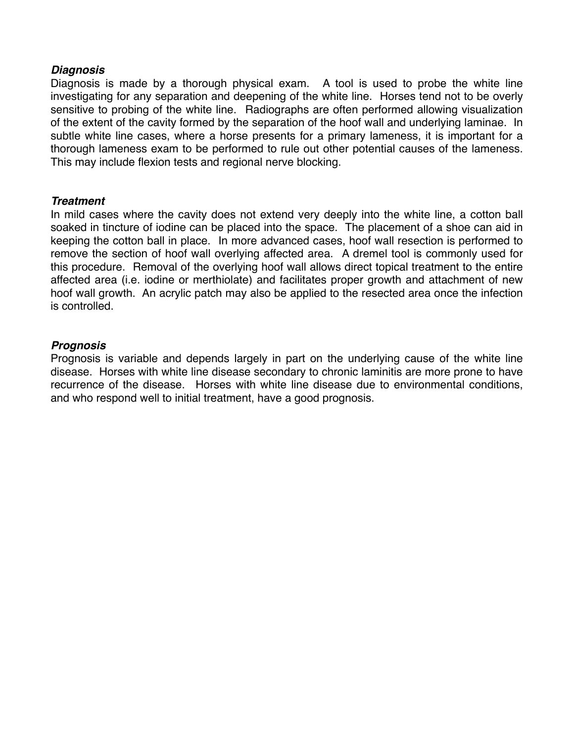***Diagnosis***

Diagnosis is made by a thorough physical exam. A tool is used to probe the white line investigating for any separation and deepening of the white line. Horses tend not to be overly sensitive to probing of the white line. Radiographs are often performed allowing visualization of the extent of the cavity formed by the separation of the hoof wall and underlying laminae. In subtle white line cases, where a horse presents for a primary lameness, it is important for a thorough lameness exam to be performed to rule out other potential causes of the lameness. This may include flexion tests and regional nerve blocking.

***Treatment***

In mild cases where the cavity does not extend very deeply into the white line, a cotton ball soaked in tincture of iodine can be placed into the space. The placement of a shoe can aid in keeping the cotton ball in place. In more advanced cases, hoof wall resection is performed to remove the section of hoof wall overlying affected area. A dremel tool is commonly used for this procedure. Removal of the overlying hoof wall allows direct topical treatment to the entire affected area (i.e. iodine or merthiolate) and facilitates proper growth and attachment of new hoof wall growth. An acrylic patch may also be applied to the resected area once the infection is controlled.

***Prognosis***

Prognosis is variable and depends largely in part on the underlying cause of the white line disease. Horses with white line disease secondary to chronic laminitis are more prone to have recurrence of the disease. Horses with white line disease due to environmental conditions, and who respond well to initial treatment, have a good prognosis.